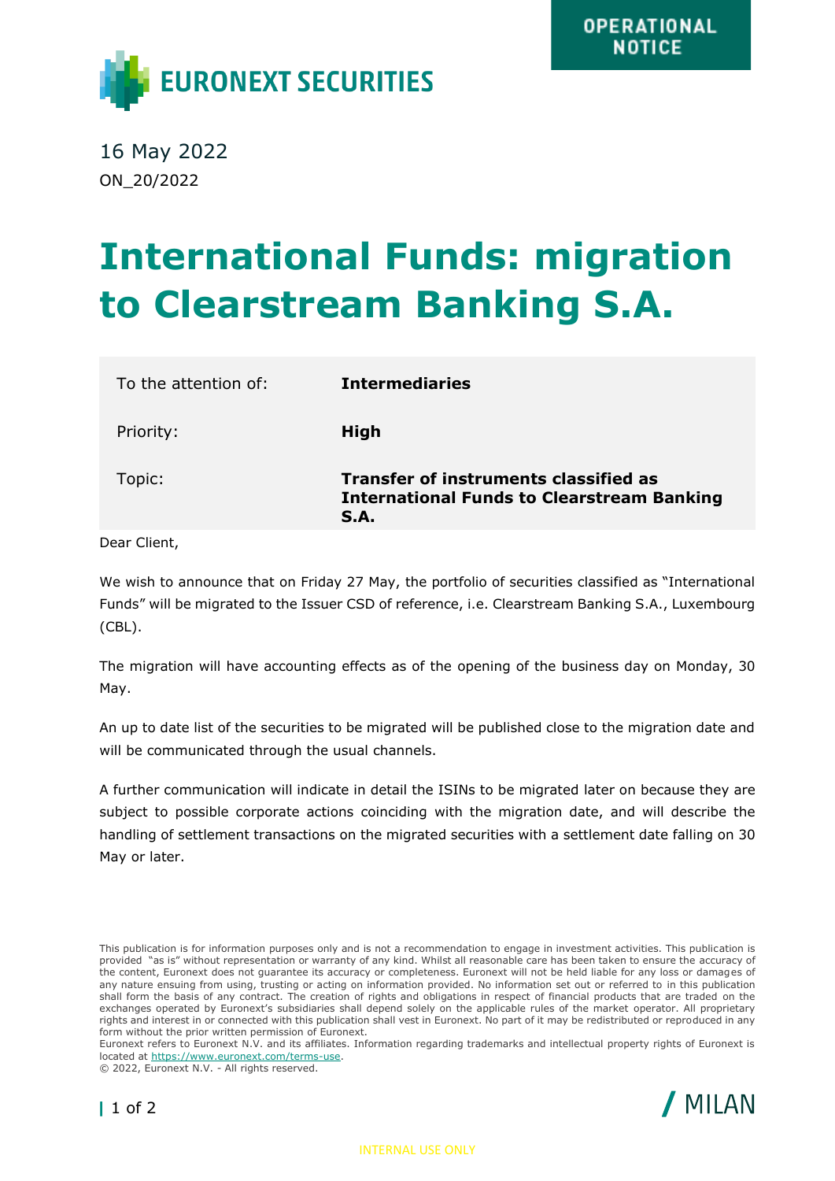**EURONEXT SECURITIES**

**OPERATIONAL NOTICE**

16 May 2022

ON_20/2022

# International Funds: migration to Clearstream Banking S.A.

| | |
|---|---|
| To the attention of: | **Intermediaries** |
| Priority: | **High** |
| Topic: | **Transfer of instruments classified as International Funds to Clearstream Banking S.A.** |

Dear Client,

We wish to announce that on Friday 27 May, the portfolio of securities classified as "International Funds" will be migrated to the Issuer CSD of reference, i.e. Clearstream Banking S.A., Luxembourg (CBL).

The migration will have accounting effects as of the opening of the business day on Monday, 30 May.

An up to date list of the securities to be migrated will be published close to the migration date and will be communicated through the usual channels.

A further communication will indicate in detail the ISINs to be migrated later on because they are subject to possible corporate actions coinciding with the migration date, and will describe the handling of settlement transactions on the migrated securities with a settlement date falling on 30 May or later.

This publication is for information purposes only and is not a recommendation to engage in investment activities. This publication is provided "as is" without representation or warranty of any kind. Whilst all reasonable care has been taken to ensure the accuracy of the content, Euronext does not guarantee its accuracy or completeness. Euronext will not be held liable for any loss or damages of any nature ensuing from using, trusting or acting on information provided. No information set out or referred to in this publication shall form the basis of any contract. The creation of rights and obligations in respect of financial products that are traded on the exchanges operated by Euronext's subsidiaries shall depend solely on the applicable rules of the market operator. All proprietary rights and interest in or connected with this publication shall vest in Euronext. No part of it may be redistributed or reproduced in any form without the prior written permission of Euronext.
Euronext refers to Euronext N.V. and its affiliates. Information regarding trademarks and intellectual property rights of Euronext is located at https://www.euronext.com/terms-use.
© 2022, Euronext N.V. - All rights reserved.

/ MILAN

INTERNAL USE ONLY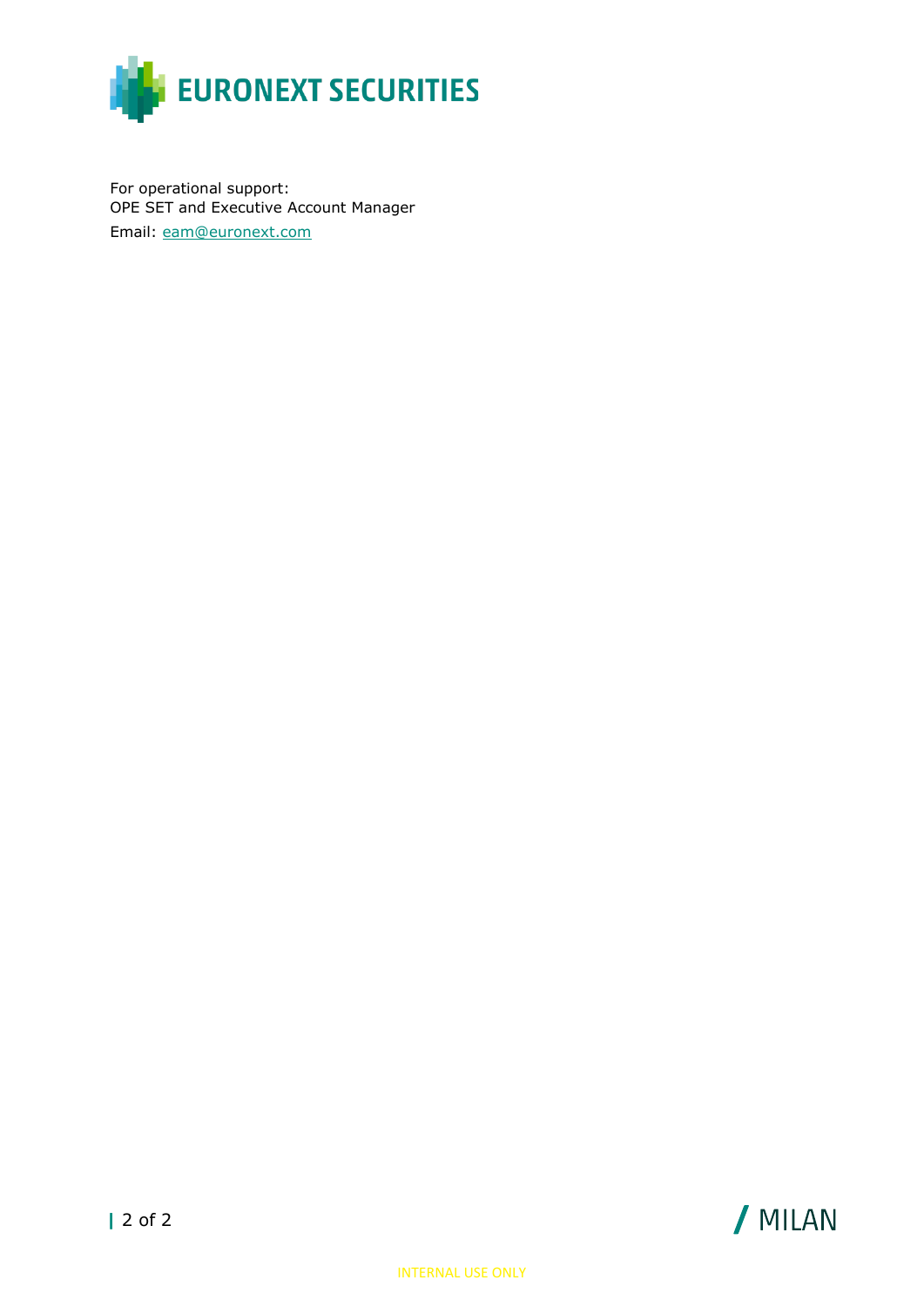For operational support:
OPE SET and Executive Account Manager
Email: eam@euronext.com